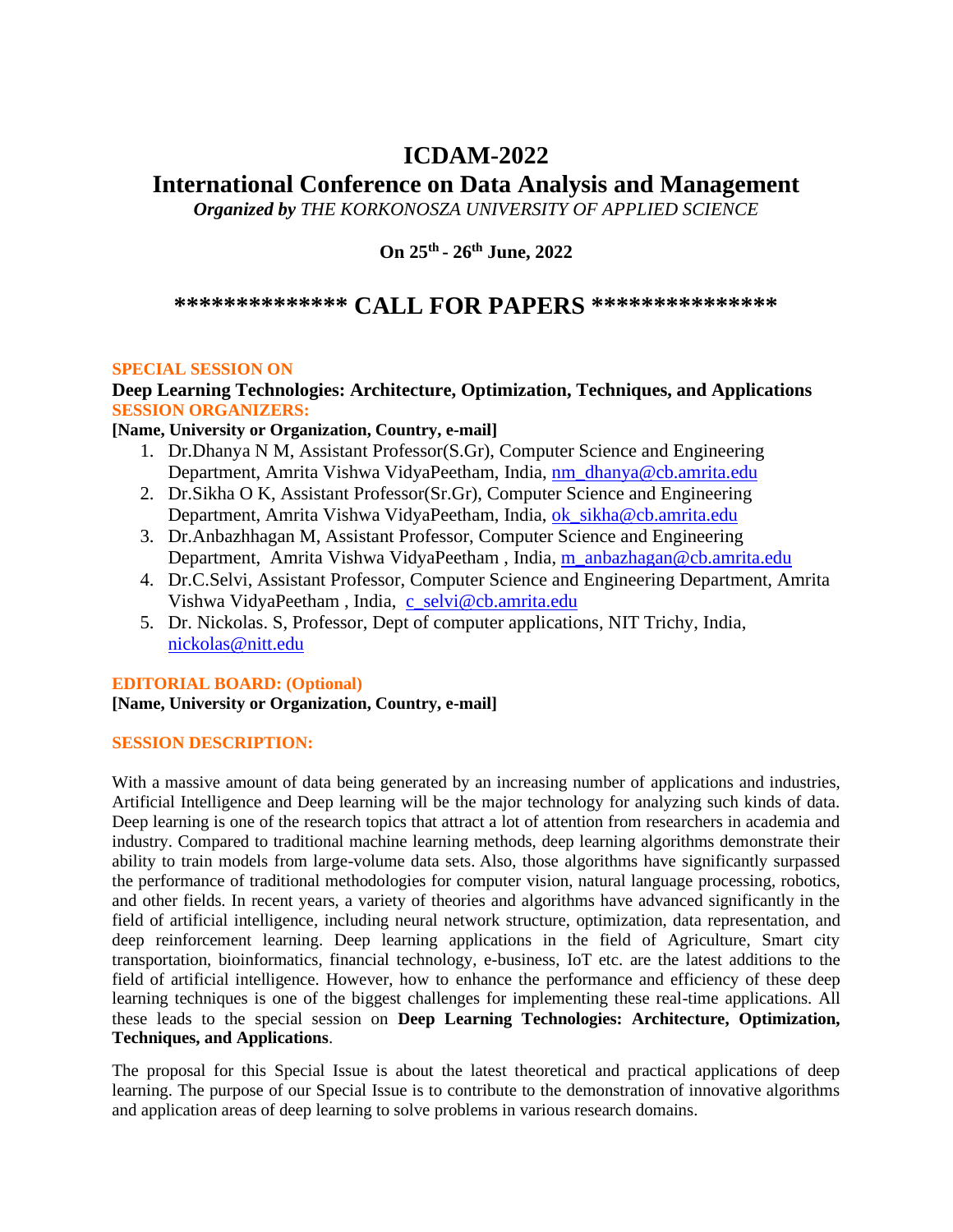# ICDAM-2022

# International Conference on Data Analysis and Management

***Organized by** THE KORKONOSZA UNIVERSITY OF APPLIED SCIENCE*

**On 25th - 26th June, 2022**

## ************** CALL FOR PAPERS ***************

**SPECIAL SESSION ON**

**Deep Learning Technologies: Architecture, Optimization, Techniques, and Applications**

**SESSION ORGANIZERS:**

**[Name, University or Organization, Country, e-mail]**

1. Dr.Dhanya N M, Assistant Professor(S.Gr), Computer Science and Engineering Department, Amrita Vishwa VidyaPeetham, India, nm_dhanya@cb.amrita.edu
2. Dr.Sikha O K, Assistant Professor(Sr.Gr), Computer Science and Engineering Department, Amrita Vishwa VidyaPeetham, India, ok_sikha@cb.amrita.edu
3. Dr.Anbazhhagan M, Assistant Professor, Computer Science and Engineering Department, Amrita Vishwa VidyaPeetham , India, m_anbazhagan@cb.amrita.edu
4. Dr.C.Selvi, Assistant Professor, Computer Science and Engineering Department, Amrita Vishwa VidyaPeetham , India, c_selvi@cb.amrita.edu
5. Dr. Nickolas. S, Professor, Dept of computer applications, NIT Trichy, India, nickolas@nitt.edu

**EDITORIAL BOARD: (Optional)**

**[Name, University or Organization, Country, e-mail]**

**SESSION DESCRIPTION:**

With a massive amount of data being generated by an increasing number of applications and industries, Artificial Intelligence and Deep learning will be the major technology for analyzing such kinds of data. Deep learning is one of the research topics that attract a lot of attention from researchers in academia and industry. Compared to traditional machine learning methods, deep learning algorithms demonstrate their ability to train models from large-volume data sets. Also, those algorithms have significantly surpassed the performance of traditional methodologies for computer vision, natural language processing, robotics, and other fields. In recent years, a variety of theories and algorithms have advanced significantly in the field of artificial intelligence, including neural network structure, optimization, data representation, and deep reinforcement learning. Deep learning applications in the field of Agriculture, Smart city transportation, bioinformatics, financial technology, e-business, IoT etc. are the latest additions to the field of artificial intelligence. However, how to enhance the performance and efficiency of these deep learning techniques is one of the biggest challenges for implementing these real-time applications. All these leads to the special session on **Deep Learning Technologies: Architecture, Optimization, Techniques, and Applications**.

The proposal for this Special Issue is about the latest theoretical and practical applications of deep learning. The purpose of our Special Issue is to contribute to the demonstration of innovative algorithms and application areas of deep learning to solve problems in various research domains.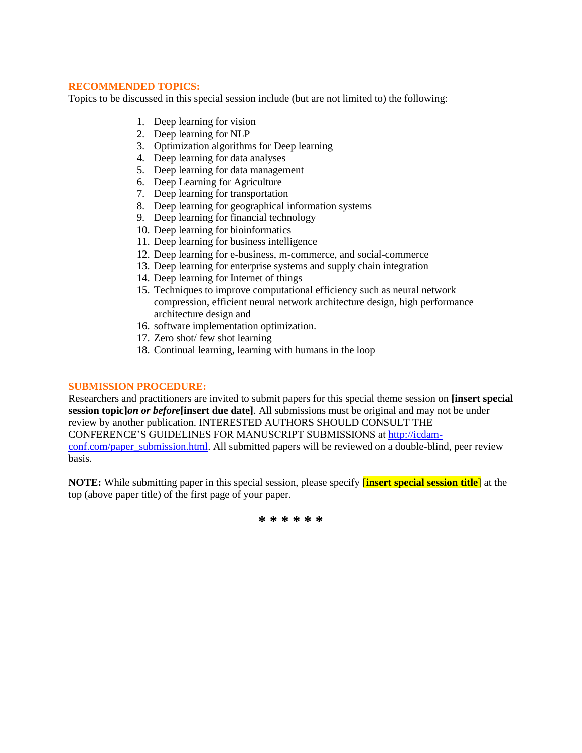## RECOMMENDED TOPICS:

Topics to be discussed in this special session include (but are not limited to) the following:

1. Deep learning for vision
2. Deep learning for NLP
3. Optimization algorithms for Deep learning
4. Deep learning for data analyses
5. Deep learning for data management
6. Deep Learning for Agriculture
7. Deep learning for transportation
8. Deep learning for geographical information systems
9. Deep learning for financial technology
10. Deep learning for bioinformatics
11. Deep learning for business intelligence
12. Deep learning for e-business, m-commerce, and social-commerce
13. Deep learning for enterprise systems and supply chain integration
14. Deep learning for Internet of things
15. Techniques to improve computational efficiency such as neural network compression, efficient neural network architecture design, high performance architecture design and
16. software implementation optimization.
17. Zero shot/ few shot learning
18. Continual learning, learning with humans in the loop

## SUBMISSION PROCEDURE:

Researchers and practitioners are invited to submit papers for this special theme session on **[insert special session topic]*on or before*[insert due date]**. All submissions must be original and may not be under review by another publication. INTERESTED AUTHORS SHOULD CONSULT THE CONFERENCE'S GUIDELINES FOR MANUSCRIPT SUBMISSIONS at http://icdam-conf.com/paper_submission.html. All submitted papers will be reviewed on a double-blind, peer review basis.

**NOTE:** While submitting paper in this special session, please specify **[insert special session title]** at the top (above paper title) of the first page of your paper.

**\* \* \* \* \* \***